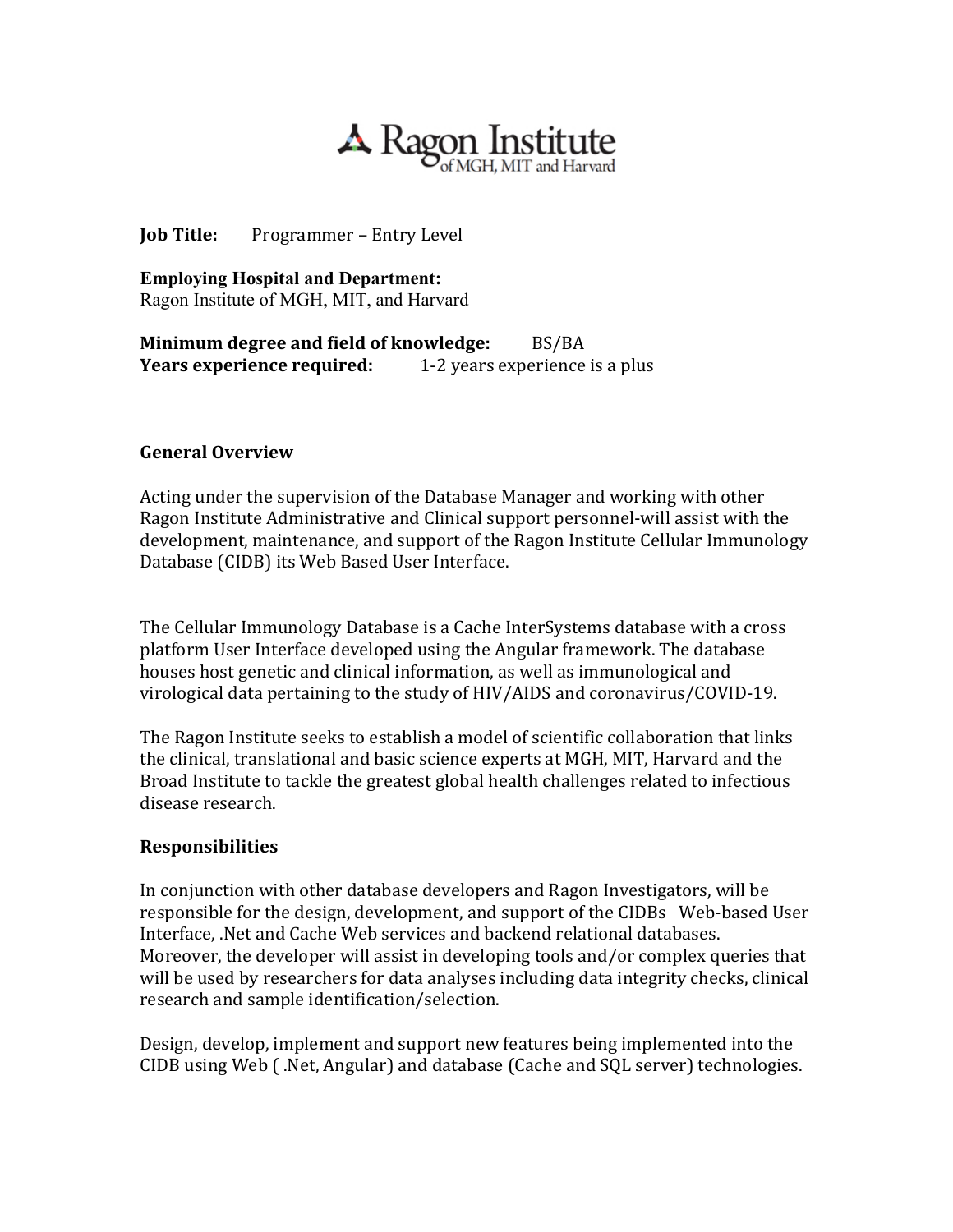# Ragon Institute of MGH, MIT and Harvard

**Job Title:** Programmer – Entry Level

**Employing Hospital and Department:**
Ragon Institute of MGH, MIT, and Harvard

**Minimum degree and field of knowledge:** BS/BA
**Years experience required:** 1-2 years experience is a plus

## General Overview

Acting under the supervision of the Database Manager and working with other Ragon Institute Administrative and Clinical support personnel-will assist with the development, maintenance, and support of the Ragon Institute Cellular Immunology Database (CIDB) its Web Based User Interface.

The Cellular Immunology Database is a Cache InterSystems database with a cross platform User Interface developed using the Angular framework. The database houses host genetic and clinical information, as well as immunological and virological data pertaining to the study of HIV/AIDS and coronavirus/COVID-19.

The Ragon Institute seeks to establish a model of scientific collaboration that links the clinical, translational and basic science experts at MGH, MIT, Harvard and the Broad Institute to tackle the greatest global health challenges related to infectious disease research.

## Responsibilities

In conjunction with other database developers and Ragon Investigators, will be responsible for the design, development, and support of the CIDBs Web-based User Interface, .Net and Cache Web services and backend relational databases. Moreover, the developer will assist in developing tools and/or complex queries that will be used by researchers for data analyses including data integrity checks, clinical research and sample identification/selection.

Design, develop, implement and support new features being implemented into the CIDB using Web ( .Net, Angular) and database (Cache and SQL server) technologies.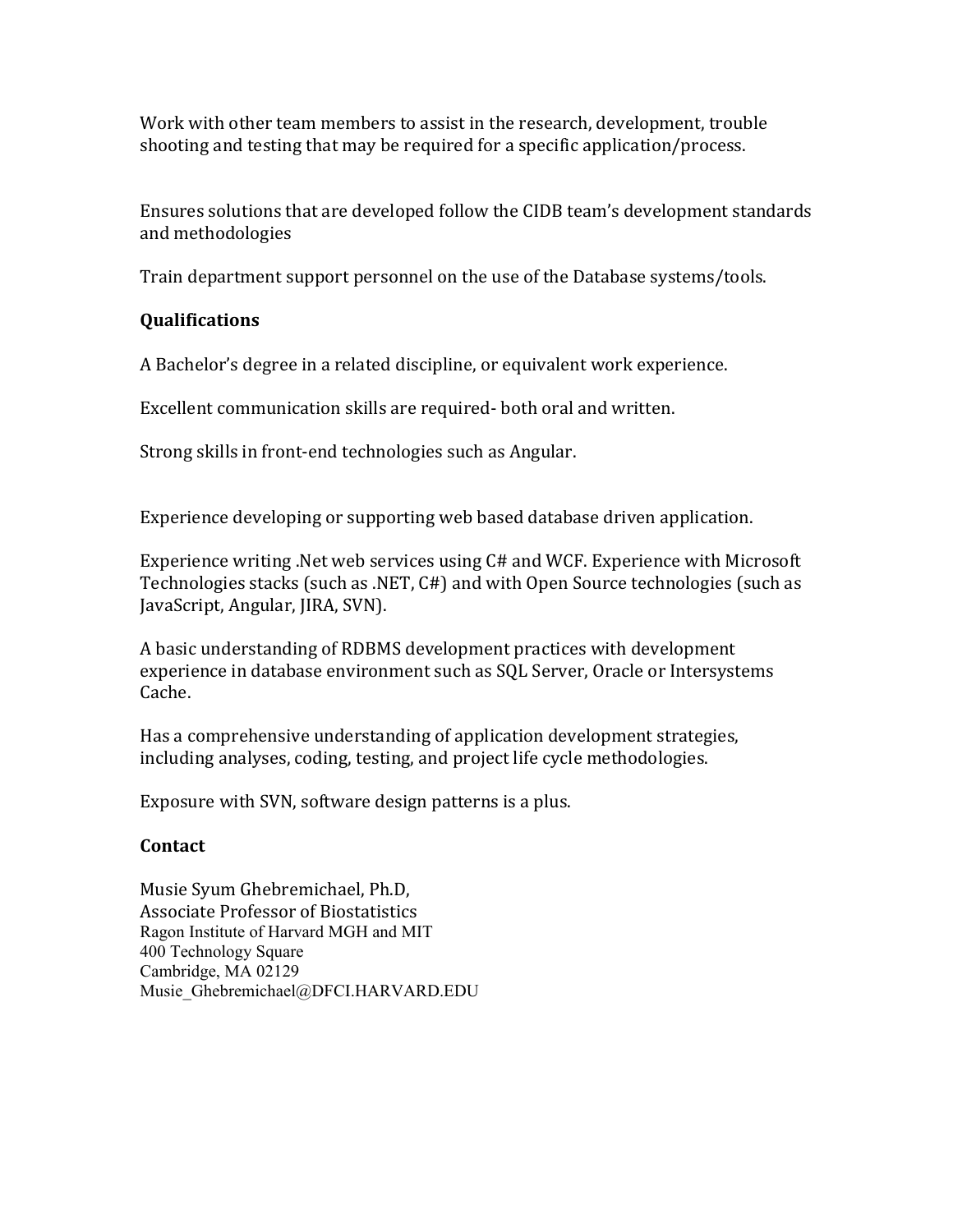Work with other team members to assist in the research, development, trouble shooting and testing that may be required for a specific application/process.

Ensures solutions that are developed follow the CIDB team's development standards and methodologies

Train department support personnel on the use of the Database systems/tools.

**Qualifications**

A Bachelor's degree in a related discipline, or equivalent work experience.

Excellent communication skills are required- both oral and written.

Strong skills in front-end technologies such as Angular.

Experience developing or supporting web based database driven application.

Experience writing .Net web services using C# and WCF. Experience with Microsoft Technologies stacks (such as .NET, C#) and with Open Source technologies (such as JavaScript, Angular, JIRA, SVN).

A basic understanding of RDBMS development practices with development experience in database environment such as SQL Server, Oracle or Intersystems Cache.

Has a comprehensive understanding of application development strategies, including analyses, coding, testing, and project life cycle methodologies.

Exposure with SVN, software design patterns is a plus.

**Contact**

Musie Syum Ghebremichael, Ph.D,
Associate Professor of Biostatistics
Ragon Institute of Harvard MGH and MIT
400 Technology Square
Cambridge, MA 02129
Musie_Ghebremichael@DFCI.HARVARD.EDU